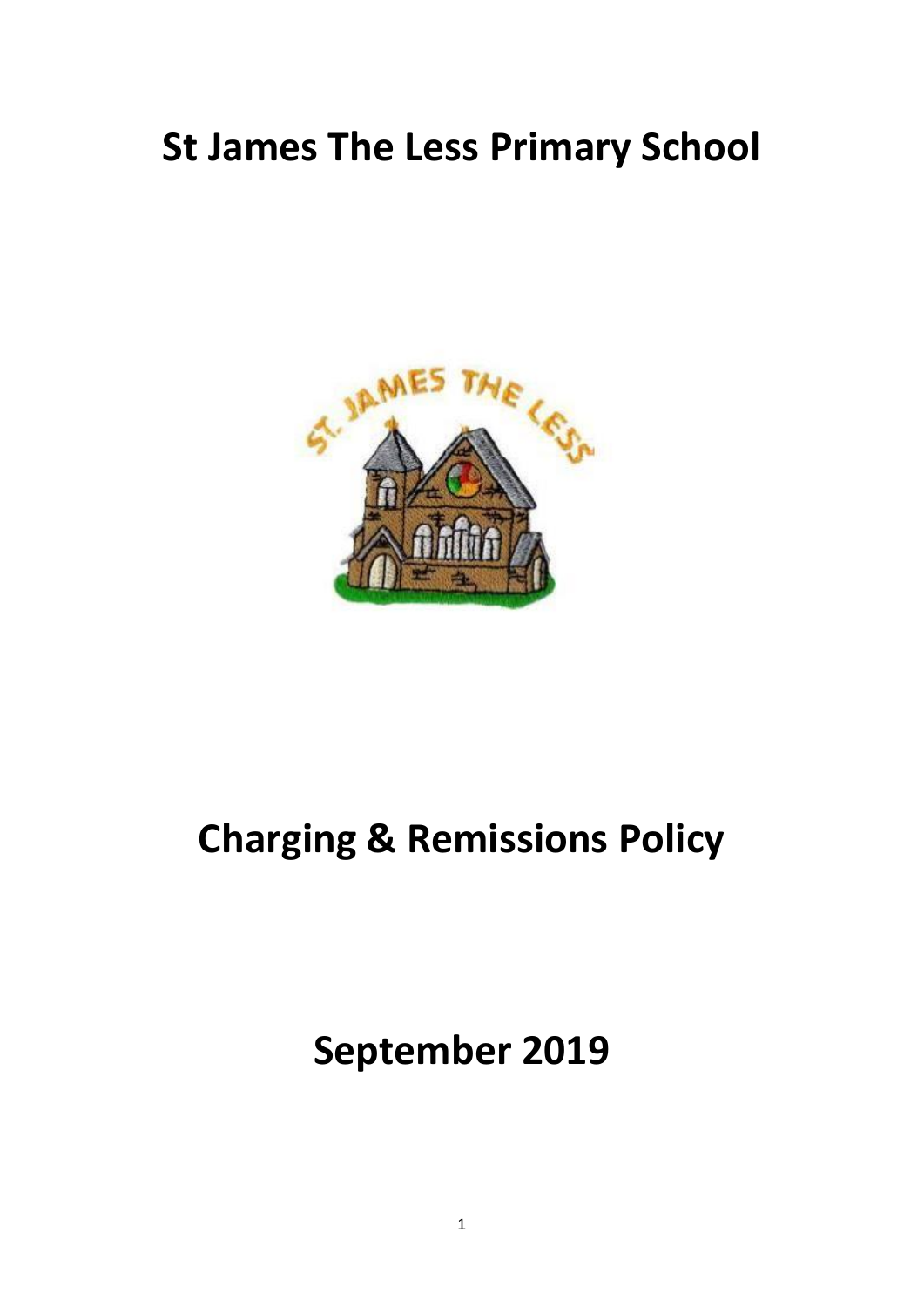# St James The Less Primary School

# Charging & Remissions Policy

# September 2019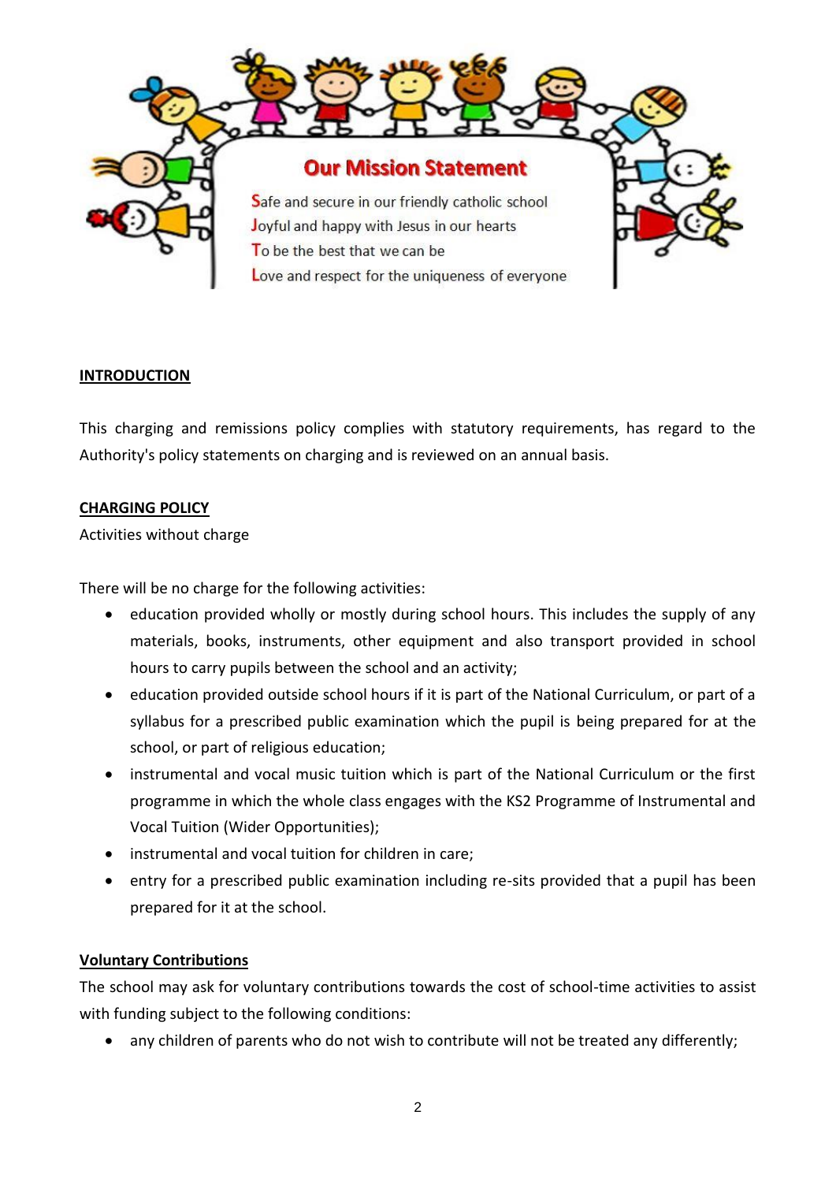## Our Mission Statement

Safe and secure in our friendly catholic school
Joyful and happy with Jesus in our hearts
To be the best that we can be
Love and respect for the uniqueness of everyone

## INTRODUCTION

This charging and remissions policy complies with statutory requirements, has regard to the Authority's policy statements on charging and is reviewed on an annual basis.

## CHARGING POLICY

Activities without charge

There will be no charge for the following activities:

- education provided wholly or mostly during school hours. This includes the supply of any materials, books, instruments, other equipment and also transport provided in school hours to carry pupils between the school and an activity;
- education provided outside school hours if it is part of the National Curriculum, or part of a syllabus for a prescribed public examination which the pupil is being prepared for at the school, or part of religious education;
- instrumental and vocal music tuition which is part of the National Curriculum or the first programme in which the whole class engages with the KS2 Programme of Instrumental and Vocal Tuition (Wider Opportunities);
- instrumental and vocal tuition for children in care;
- entry for a prescribed public examination including re-sits provided that a pupil has been prepared for it at the school.

### Voluntary Contributions

The school may ask for voluntary contributions towards the cost of school-time activities to assist with funding subject to the following conditions:

- any children of parents who do not wish to contribute will not be treated any differently;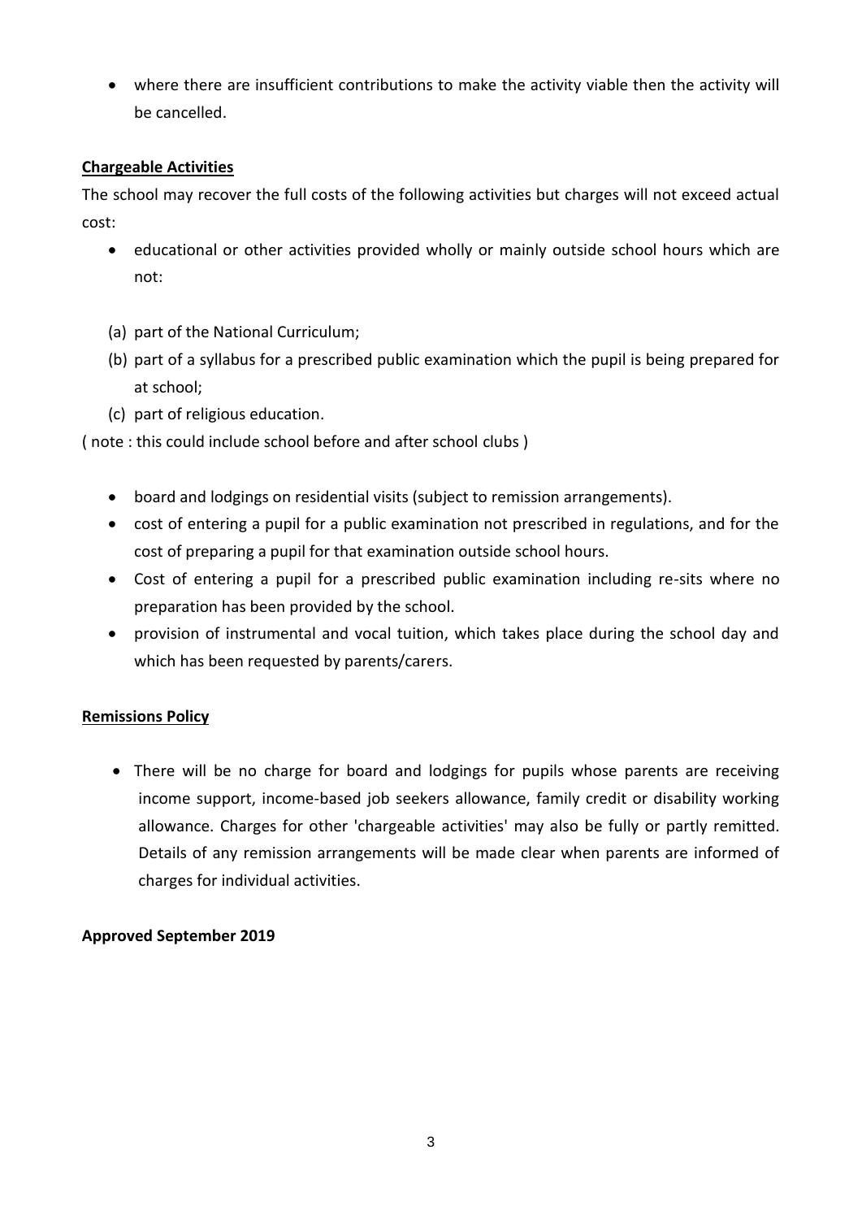- where there are insufficient contributions to make the activity viable then the activity will be cancelled.

**Chargeable Activities**

The school may recover the full costs of the following activities but charges will not exceed actual cost:

- educational or other activities provided wholly or mainly outside school hours which are not:

(a) part of the National Curriculum;
(b) part of a syllabus for a prescribed public examination which the pupil is being prepared for at school;
(c) part of religious education.

( note : this could include school before and after school clubs )

- board and lodgings on residential visits (subject to remission arrangements).
- cost of entering a pupil for a public examination not prescribed in regulations, and for the cost of preparing a pupil for that examination outside school hours.
- Cost of entering a pupil for a prescribed public examination including re-sits where no preparation has been provided by the school.
- provision of instrumental and vocal tuition, which takes place during the school day and which has been requested by parents/carers.

**Remissions Policy**

- There will be no charge for board and lodgings for pupils whose parents are receiving income support, income-based job seekers allowance, family credit or disability working allowance. Charges for other 'chargeable activities' may also be fully or partly remitted. Details of any remission arrangements will be made clear when parents are informed of charges for individual activities.

**Approved September 2019**